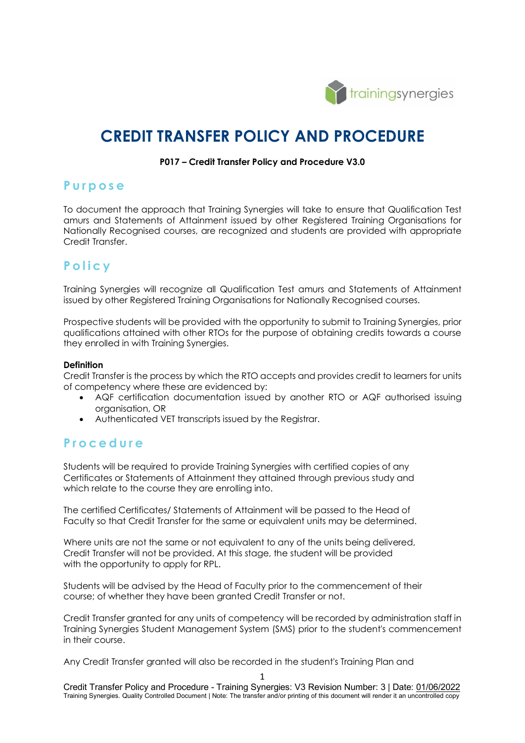# CREDIT TRANSFER POLICY AND PROCEDURE

**P017 – Credit Transfer Policy and Procedure V3.0**

## Purpose

To document the approach that Training Synergies will take to ensure that Qualification Test amurs and Statements of Attainment issued by other Registered Training Organisations for Nationally Recognised courses, are recognized and students are provided with appropriate Credit Transfer.

## Policy

Training Synergies will recognize all Qualification Test amurs and Statements of Attainment issued by other Registered Training Organisations for Nationally Recognised courses.

Prospective students will be provided with the opportunity to submit to Training Synergies, prior qualifications attained with other RTOs for the purpose of obtaining credits towards a course they enrolled in with Training Synergies.

**Definition**
Credit Transfer is the process by which the RTO accepts and provides credit to learners for units of competency where these are evidenced by:

- AQF certification documentation issued by another RTO or AQF authorised issuing organisation, OR
- Authenticated VET transcripts issued by the Registrar.

## Procedure

Students will be required to provide Training Synergies with certified copies of any Certificates or Statements of Attainment they attained through previous study and which relate to the course they are enrolling into.

The certified Certificates/ Statements of Attainment will be passed to the Head of Faculty so that Credit Transfer for the same or equivalent units may be determined.

Where units are not the same or not equivalent to any of the units being delivered, Credit Transfer will not be provided. At this stage, the student will be provided with the opportunity to apply for RPL.

Students will be advised by the Head of Faculty prior to the commencement of their course; of whether they have been granted Credit Transfer or not.

Credit Transfer granted for any units of competency will be recorded by administration staff in Training Synergies Student Management System (SMS) prior to the student's commencement in their course.

Any Credit Transfer granted will also be recorded in the student's Training Plan and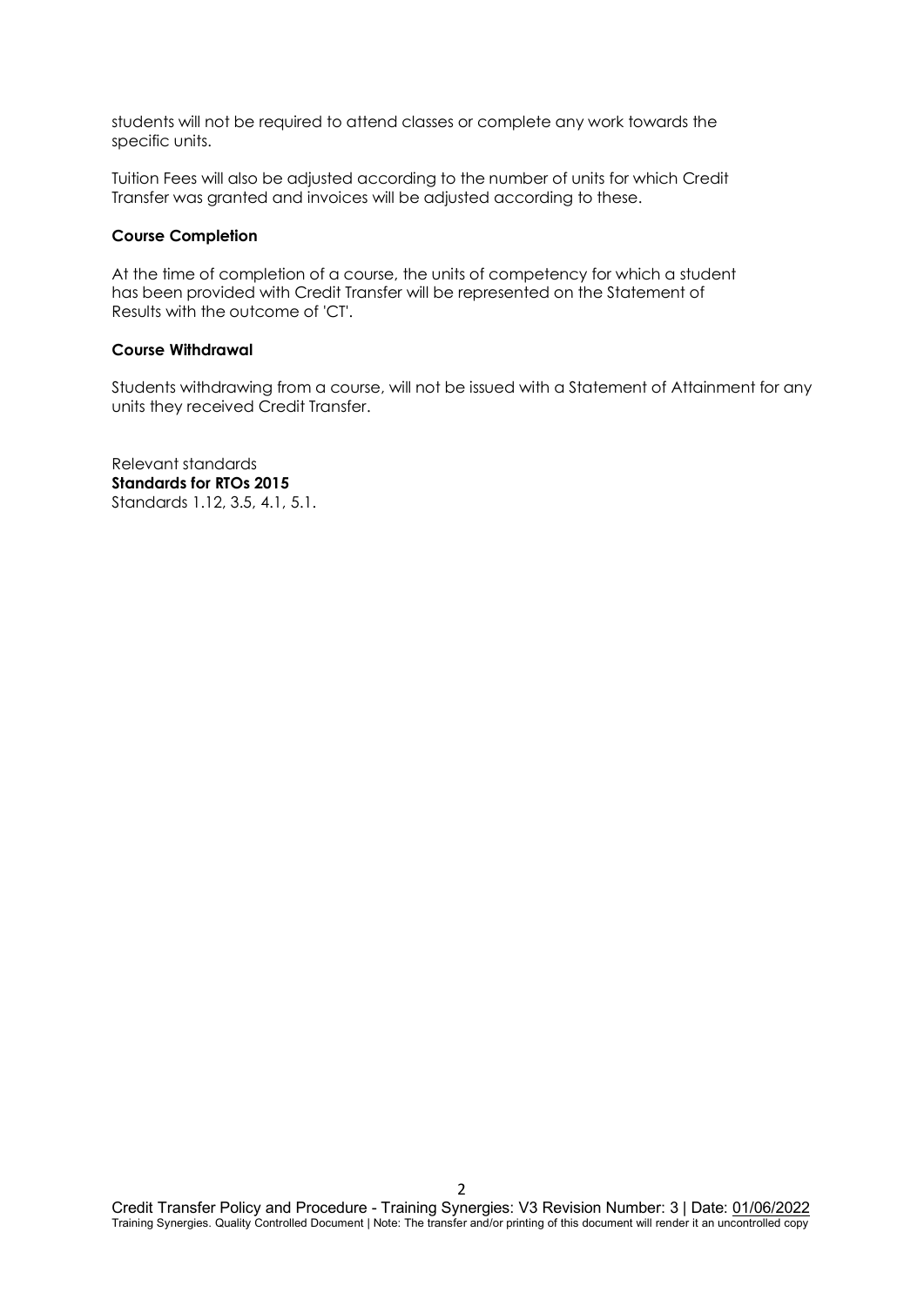students will not be required to attend classes or complete any work towards the specific units.

Tuition Fees will also be adjusted according to the number of units for which Credit Transfer was granted and invoices will be adjusted according to these.

**Course Completion**

At the time of completion of a course, the units of competency for which a student has been provided with Credit Transfer will be represented on the Statement of Results with the outcome of 'CT'.

**Course Withdrawal**

Students withdrawing from a course, will not be issued with a Statement of Attainment for any units they received Credit Transfer.

Relevant standards
**Standards for RTOs 2015**
Standards 1.12, 3.5, 4.1, 5.1.